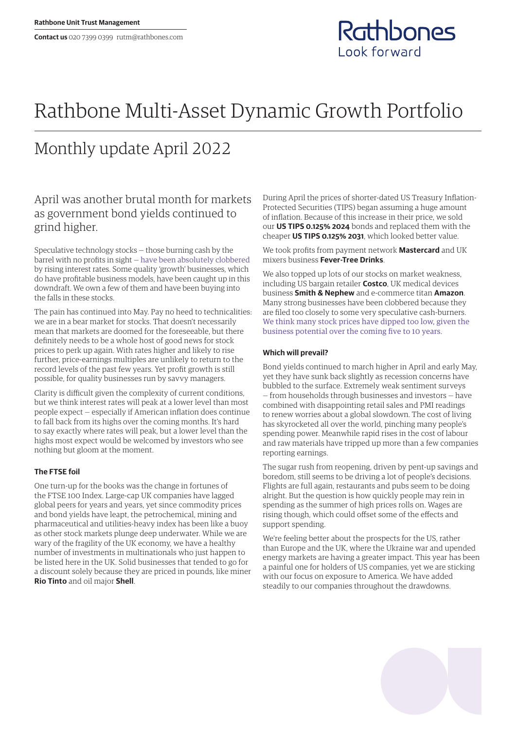Rathbone Unit Trust Management

**Contact us** 020 7399 0399 rutm@rathbones.com

# Rathbone Multi-Asset Dynamic Growth Portfolio

## Monthly update April 2022

### April was another brutal month for markets as government bond yields continued to grind higher.

Speculative technology stocks — those burning cash by the barrel with no profits in sight — have been absolutely clobbered by rising interest rates. Some quality 'growth' businesses, which do have profitable business models, have been caught up in this downdraft. We own a few of them and have been buying into the falls in these stocks.

The pain has continued into May. Pay no heed to technicalities: we are in a bear market for stocks. That doesn't necessarily mean that markets are doomed for the foreseeable, but there definitely needs to be a whole host of good news for stock prices to perk up again. With rates higher and likely to rise further, price-earnings multiples are unlikely to return to the record levels of the past few years. Yet profit growth is still possible, for quality businesses run by savvy managers.

Clarity is difficult given the complexity of current conditions, but we think interest rates will peak at a lower level than most people expect — especially if American inflation does continue to fall back from its highs over the coming months. It's hard to say exactly where rates will peak, but a lower level than the highs most expect would be welcomed by investors who see nothing but gloom at the moment.

#### The FTSE foil

One turn-up for the books was the change in fortunes of the FTSE 100 Index. Large-cap UK companies have lagged global peers for years and years, yet since commodity prices and bond yields have leapt, the petrochemical, mining and pharmaceutical and utilities-heavy index has been like a buoy as other stock markets plunge deep underwater. While we are wary of the fragility of the UK economy, we have a healthy number of investments in multinationals who just happen to be listed here in the UK. Solid businesses that tended to go for a discount solely because they are priced in pounds, like miner **Rio Tinto** and oil major **Shell**.

During April the prices of shorter-dated US Treasury Inflation-Protected Securities (TIPS) began assuming a huge amount of inflation. Because of this increase in their price, we sold our **US TIPS 0.125% 2024** bonds and replaced them with the cheaper **US TIPS 0.125% 2031**, which looked better value.

We took profits from payment network **Mastercard** and UK mixers business **Fever-Tree Drinks**.

We also topped up lots of our stocks on market weakness, including US bargain retailer **Costco**, UK medical devices business **Smith & Nephew** and e-commerce titan **Amazon**. Many strong businesses have been clobbered because they are filed too closely to some very speculative cash-burners. We think many stock prices have dipped too low, given the business potential over the coming five to 10 years.

#### Which will prevail?

Bond yields continued to march higher in April and early May, yet they have sunk back slightly as recession concerns have bubbled to the surface. Extremely weak sentiment surveys — from households through businesses and investors — have combined with disappointing retail sales and PMI readings to renew worries about a global slowdown. The cost of living has skyrocketed all over the world, pinching many people's spending power. Meanwhile rapid rises in the cost of labour and raw materials have tripped up more than a few companies reporting earnings.

The sugar rush from reopening, driven by pent-up savings and boredom, still seems to be driving a lot of people's decisions. Flights are full again, restaurants and pubs seem to be doing alright. But the question is how quickly people may rein in spending as the summer of high prices rolls on. Wages are rising though, which could offset some of the effects and support spending.

We're feeling better about the prospects for the US, rather than Europe and the UK, where the Ukraine war and upended energy markets are having a greater impact. This year has been a painful one for holders of US companies, yet we are sticking with our focus on exposure to America. We have added steadily to our companies throughout the drawdowns.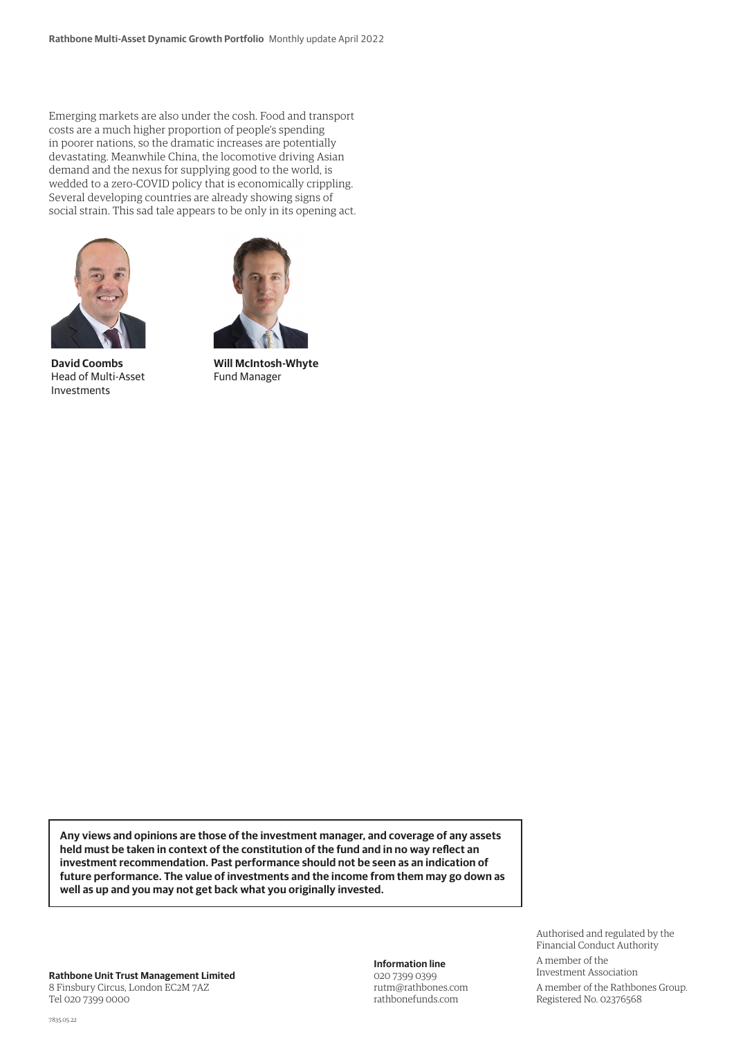Emerging markets are also under the cosh. Food and transport costs are a much higher proportion of people's spending in poorer nations, so the dramatic increases are potentially devastating. Meanwhile China, the locomotive driving Asian demand and the nexus for supplying good to the world, is wedded to a zero-COVID policy that is economically crippling. Several developing countries are already showing signs of social strain. This sad tale appears to be only in its opening act.

**David Coombs**
Head of Multi-Asset Investments

**Will McIntosh-Whyte**
Fund Manager

**Any views and opinions are those of the investment manager, and coverage of any assets held must be taken in context of the constitution of the fund and in no way reflect an investment recommendation. Past performance should not be seen as an indication of future performance. The value of investments and the income from them may go down as well as up and you may not get back what you originally invested.**

**Rathbone Unit Trust Management Limited**
8 Finsbury Circus, London EC2M 7AZ
Tel 020 7399 0000

**Information line**
020 7399 0399
rutm@rathbones.com
rathbonefunds.com

Authorised and regulated by the Financial Conduct Authority

A member of the Investment Association

A member of the Rathbones Group. Registered No. 02376568

7835.05.22